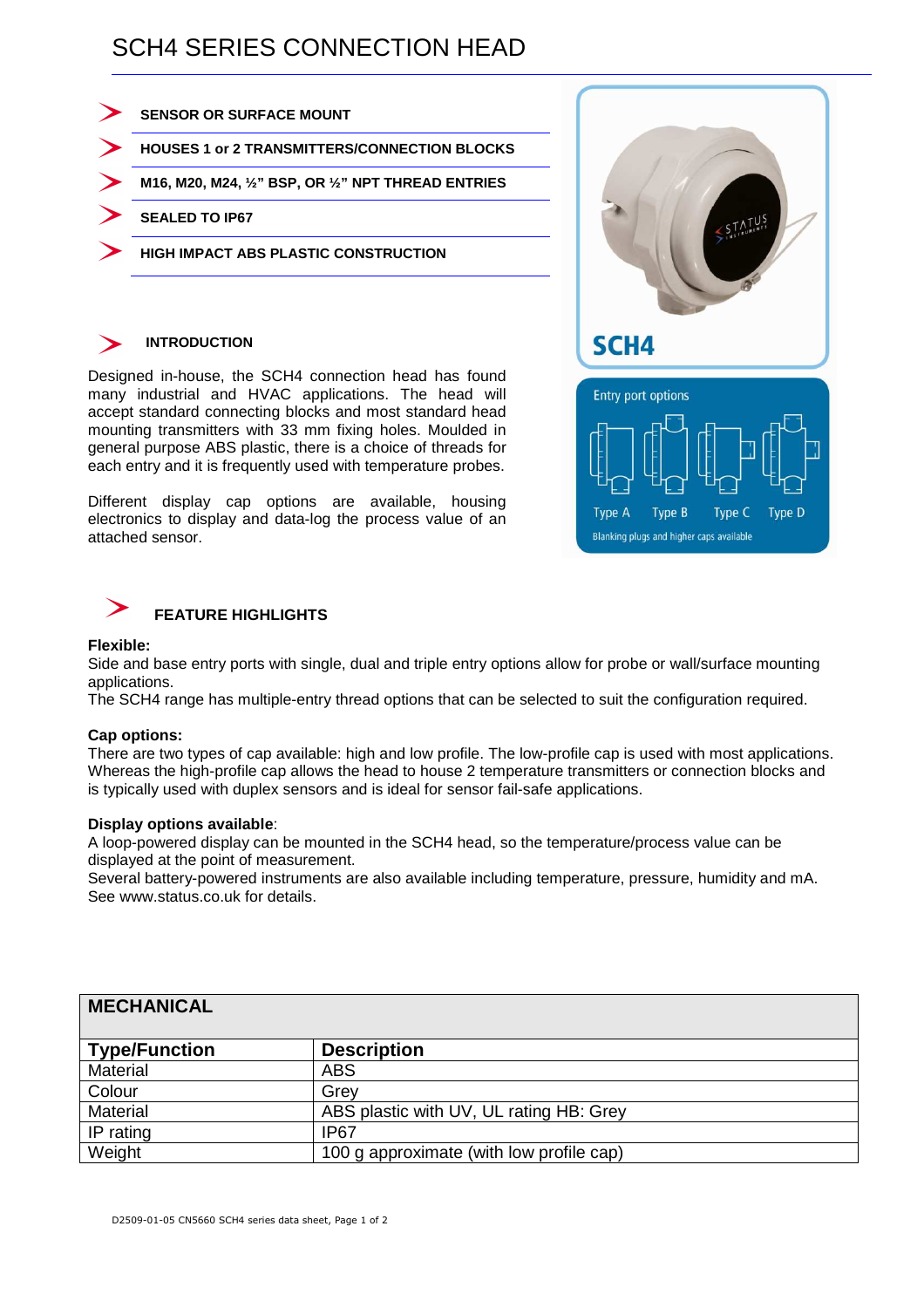# SCH4 SERIES CONNECTION HEAD

- **SENSOR OR SURFACE MOUNT**
- **HOUSES 1 or 2 TRANSMITTERS/CONNECTION BLOCKS**
- **M16, M20, M24, ½" BSP, OR ½" NPT THREAD ENTRIES**
- **SEALED TO IP67**
- **HIGH IMPACT ABS PLASTIC CONSTRUCTION**

SCH4

Entry port options

Type A Type B Type C Type D

Blanking plugs and higher caps available

## INTRODUCTION

Designed in-house, the SCH4 connection head has found many industrial and HVAC applications. The head will accept standard connecting blocks and most standard head mounting transmitters with 33 mm fixing holes. Moulded in general purpose ABS plastic, there is a choice of threads for each entry and it is frequently used with temperature probes.

Different display cap options are available, housing electronics to display and data-log the process value of an attached sensor.

## FEATURE HIGHLIGHTS

**Flexible:**
Side and base entry ports with single, dual and triple entry options allow for probe or wall/surface mounting applications.
The SCH4 range has multiple-entry thread options that can be selected to suit the configuration required.

**Cap options:**
There are two types of cap available: high and low profile. The low-profile cap is used with most applications. Whereas the high-profile cap allows the head to house 2 temperature transmitters or connection blocks and is typically used with duplex sensors and is ideal for sensor fail-safe applications.

**Display options available**:
A loop-powered display can be mounted in the SCH4 head, so the temperature/process value can be displayed at the point of measurement.
Several battery-powered instruments are also available including temperature, pressure, humidity and mA. See www.status.co.uk for details.

| **MECHANICAL** | |
|---|---|
| **Type/Function** | **Description** |
| Material | ABS |
| Colour | Grey |
| Material | ABS plastic with UV, UL rating HB: Grey |
| IP rating | IP67 |
| Weight | 100 g approximate (with low profile cap) |

D2509-01-05 CN5660 SCH4 series data sheet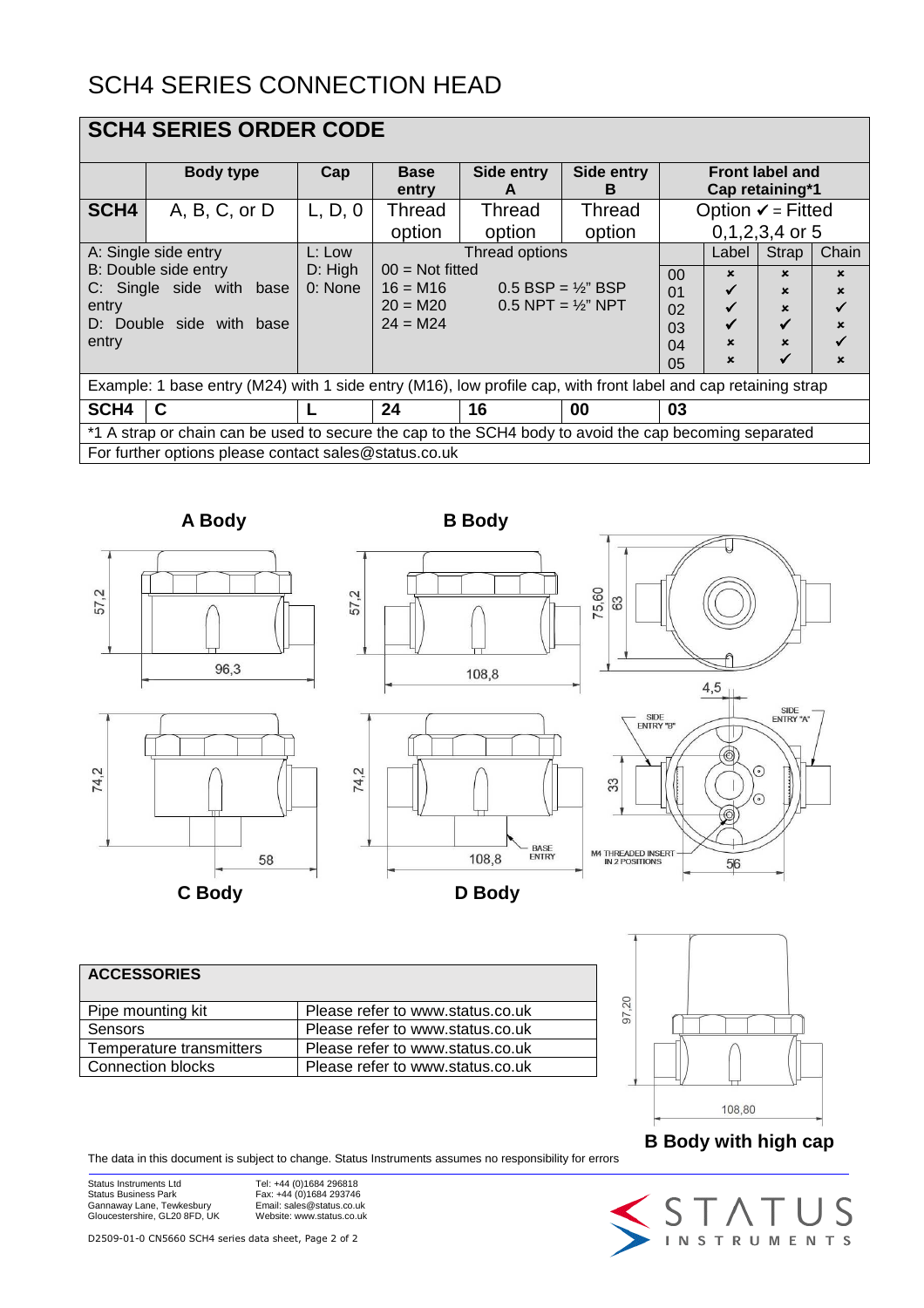# SCH4 SERIES CONNECTION HEAD

## SCH4 SERIES ORDER CODE

| | Body type | Cap | Base entry | Side entry A | Side entry B | Front label and Cap retaining*1 | | | |
|---|---|---|---|---|---|---|---|---|---|
| **SCH4** | A, B, C, or D | L, D, 0 | Thread option | Thread option | Thread option | Option ✓ = Fitted 0,1,2,3,4 or 5 | | | |
| | A: Single side entry<br>B: Double side entry<br>C: Single side with base entry<br>D: Double side with base entry | L: Low<br>D: High<br>0: None | Thread options<br>00 = Not fitted<br>16 = M16<br>20 = M20<br>24 = M24 | 0.5 BSP = ½" BSP<br>0.5 NPT = ½" NPT | | | Label | Strap | Chain |
| | | | | | | 00 | × | × | × |
| | | | | | | 01 | ✓ | × | × |
| | | | | | | 02 | ✓ | × | ✓ |
| | | | | | | 03 | ✓ | ✓ | × |
| | | | | | | 04 | × | × | ✓ |
| | | | | | | 05 | × | ✓ | × |
| Example: 1 base entry (M24) with 1 side entry (M16), low profile cap, with front label and cap retaining strap | | | | | | | | | |
| **SCH4** | **C** | **L** | **24** | **16** | **00** | **03** | | | |
| *1 A strap or chain can be used to secure the cap to the SCH4 body to avoid the cap becoming separated | | | | | | | | | |
| For further options please contact sales@status.co.uk | | | | | | | | | |

**A Body**

57,2

96,3

**B Body**

57,2

108,8

75,60

63

4,5

SIDE ENTRY "B"

SIDE ENTRY "A"

33

M4 THREADED INSERT IN 2 POSITIONS

56

74,2

58

**C Body**

74,2

108,8

BASE ENTRY

**D Body**

| ACCESSORIES | |
|---|---|
| Pipe mounting kit | Please refer to www.status.co.uk |
| Sensors | Please refer to www.status.co.uk |
| Temperature transmitters | Please refer to www.status.co.uk |
| Connection blocks | Please refer to www.status.co.uk |

97,20

108,80

**B Body with high cap**

The data in this document is subject to change. Status Instruments assumes no responsibility for errors

Status Instruments Ltd
Status Business Park
Gannaway Lane, Tewkesbury
Gloucestershire, GL20 8FD, UK

Tel: +44 (0)1684 296818
Fax: +44 (0)1684 293746
Email: sales@status.co.uk
Website: www.status.co.uk

D2509-01-0 CN5660 SCH4 series data sheet, Page 2 of 2

STATUS INSTRUMENTS